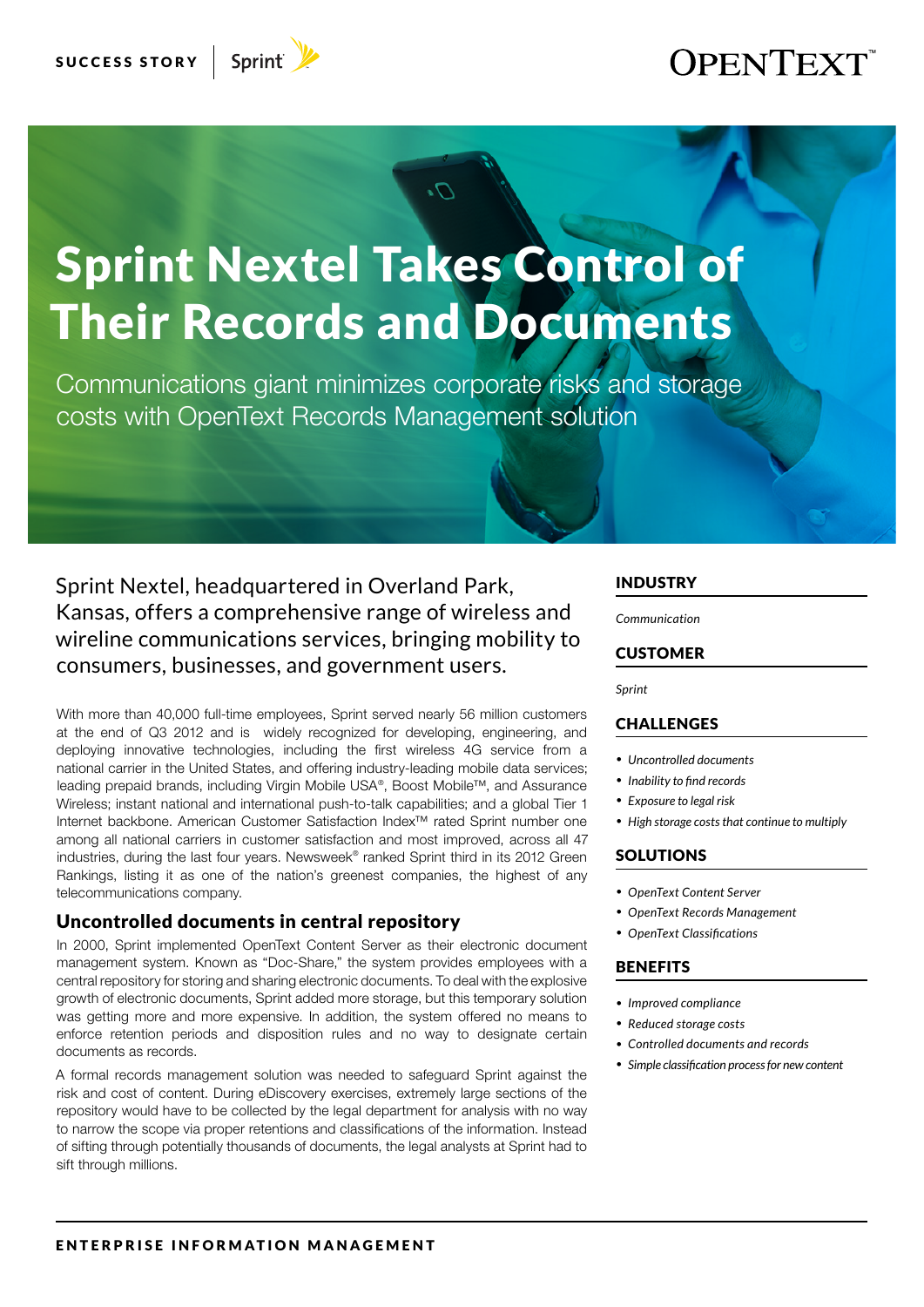SUCCESS STORY | Sprint

# Sprint Nextel Takes Control of Their Records and Documents

Communications giant minimizes corporate risks and storage costs with OpenText Records Management solution

Sprint Nextel, headquartered in Overland Park, Kansas, offers a comprehensive range of wireless and wireline communications services, bringing mobility to consumers, businesses, and government users.

With more than 40,000 full-time employees, Sprint served nearly 56 million customers at the end of Q3 2012 and is widely recognized for developing, engineering, and deploying innovative technologies, including the first wireless 4G service from a national carrier in the United States, and offering industry-leading mobile data services; leading prepaid brands, including Virgin Mobile USA®, Boost Mobile™, and Assurance Wireless; instant national and international push-to-talk capabilities; and a global Tier 1 Internet backbone. American Customer Satisfaction Index™ rated Sprint number one among all national carriers in customer satisfaction and most improved, across all 47 industries, during the last four years. Newsweek® ranked Sprint third in its 2012 Green Rankings, listing it as one of the nation's greenest companies, the highest of any telecommunications company.

## Uncontrolled documents in central repository

In 2000, Sprint implemented OpenText Content Server as their electronic document management system. Known as "Doc-Share," the system provides employees with a central repository for storing and sharing electronic documents. To deal with the explosive growth of electronic documents, Sprint added more storage, but this temporary solution was getting more and more expensive. In addition, the system offered no means to enforce retention periods and disposition rules and no way to designate certain documents as records.

A formal records management solution was needed to safeguard Sprint against the risk and cost of content. During eDiscovery exercises, extremely large sections of the repository would have to be collected by the legal department for analysis with no way to narrow the scope via proper retentions and classifications of the information. Instead of sifting through potentially thousands of documents, the legal analysts at Sprint had to sift through millions.

### INDUSTRY

*Communication*

### CUSTOMER

*Sprint*

### CHALLENGES

- *Uncontrolled documents*
- *Inability to find records*
- *Exposure to legal risk*
- *High storage costs that continue to multiply*

### SOLUTIONS

- *OpenText Content Server*
- *OpenText Records Management*
- *OpenText Classifications*

### BENEFITS

- *Improved compliance*
- *Reduced storage costs*
- *Controlled documents and records*
- *Simple classification process for new content*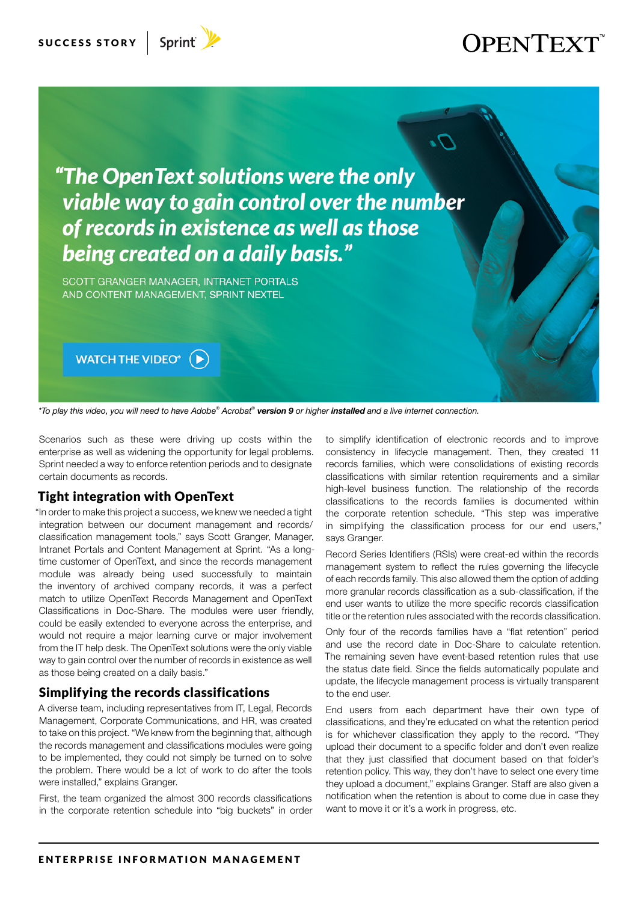> *"The OpenText solutions were the only viable way to gain control over the number of records in existence as well as those being created on a daily basis."*

SCOTT GRANGER MANAGER, INTRANET PORTALS AND CONTENT MANAGEMENT, SPRINT NEXTEL

WATCH THE VIDEO*

*To play this video, you will need to have Adobe® Acrobat® **version 9** or higher **installed** and a live internet connection.*

Scenarios such as these were driving up costs within the enterprise as well as widening the opportunity for legal problems. Sprint needed a way to enforce retention periods and to designate certain documents as records.

## Tight integration with OpenText

"In order to make this project a success, we knew we needed a tight integration between our document management and records/classification management tools," says Scott Granger, Manager, Intranet Portals and Content Management at Sprint. "As a long-time customer of OpenText, and since the records management module was already being used successfully to maintain the inventory of archived company records, it was a perfect match to utilize OpenText Records Management and OpenText Classifications in Doc-Share. The modules were user friendly, could be easily extended to everyone across the enterprise, and would not require a major learning curve or major involvement from the IT help desk. The OpenText solutions were the only viable way to gain control over the number of records in existence as well as those being created on a daily basis."

## Simplifying the records classifications

A diverse team, including representatives from IT, Legal, Records Management, Corporate Communications, and HR, was created to take on this project. "We knew from the beginning that, although the records management and classifications modules were going to be implemented, they could not simply be turned on to solve the problem. There would be a lot of work to do after the tools were installed," explains Granger.

First, the team organized the almost 300 records classifications in the corporate retention schedule into "big buckets" in order to simplify identification of electronic records and to improve consistency in lifecycle management. Then, they created 11 records families, which were consolidations of existing records classifications with similar retention requirements and a similar high-level business function. The relationship of the records classifications to the records families is documented within the corporate retention schedule. "This step was imperative in simplifying the classification process for our end users," says Granger.

Record Series Identifiers (RSIs) were creat-ed within the records management system to reflect the rules governing the lifecycle of each records family. This also allowed them the option of adding more granular records classification as a sub-classification, if the end user wants to utilize the more specific records classification title or the retention rules associated with the records classification.

Only four of the records families have a "flat retention" period and use the record date in Doc-Share to calculate retention. The remaining seven have event-based retention rules that use the status date field. Since the fields automatically populate and update, the lifecycle management process is virtually transparent to the end user.

End users from each department have their own type of classifications, and they're educated on what the retention period is for whichever classification they apply to the record. "They upload their document to a specific folder and don't even realize that they just classified that document based on that folder's retention policy. This way, they don't have to select one every time they upload a document," explains Granger. Staff are also given a notification when the retention is about to come due in case they want to move it or it's a work in progress, etc.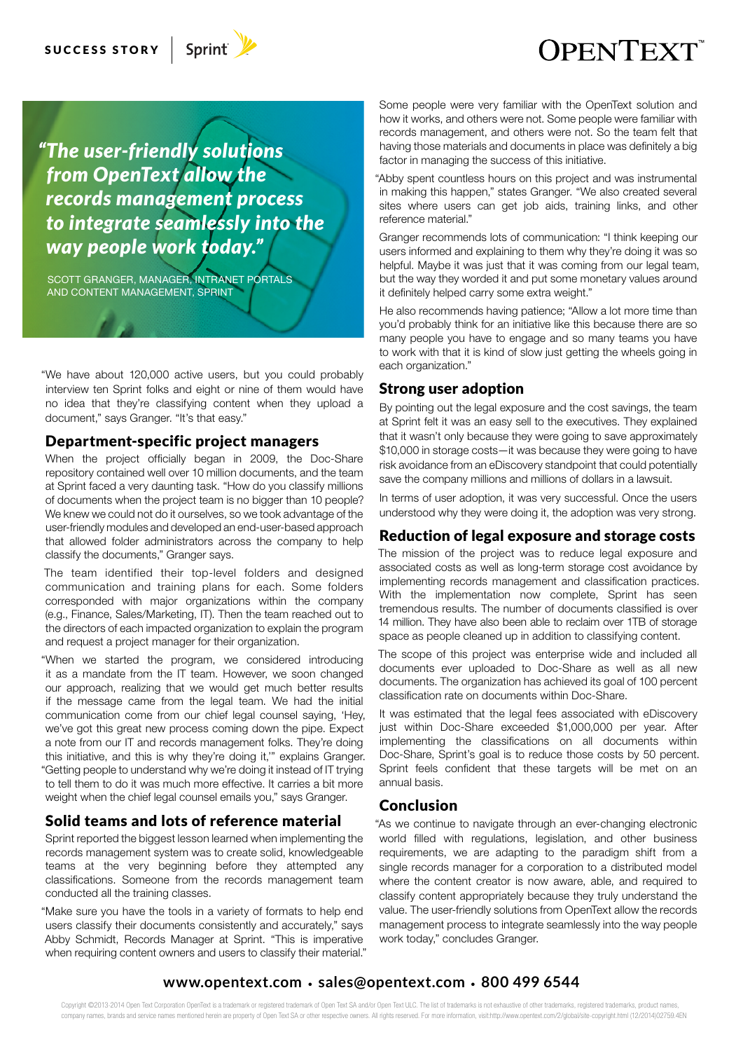SUCCESS STORY | Sprint

> *"The user-friendly solutions from OpenText allow the records management process to integrate seamlessly into the way people work today."*
>
> SCOTT GRANGER, MANAGER, INTRANET PORTALS AND CONTENT MANAGEMENT, SPRINT

"We have about 120,000 active users, but you could probably interview ten Sprint folks and eight or nine of them would have no idea that they're classifying content when they upload a document," says Granger. "It's that easy."

## Department-specific project managers

When the project officially began in 2009, the Doc-Share repository contained well over 10 million documents, and the team at Sprint faced a very daunting task. "How do you classify millions of documents when the project team is no bigger than 10 people? We knew we could not do it ourselves, so we took advantage of the user-friendly modules and developed an end-user-based approach that allowed folder administrators across the company to help classify the documents," Granger says.

The team identified their top-level folders and designed communication and training plans for each. Some folders corresponded with major organizations within the company (e.g., Finance, Sales/Marketing, IT). Then the team reached out to the directors of each impacted organization to explain the program and request a project manager for their organization.

"When we started the program, we considered introducing it as a mandate from the IT team. However, we soon changed our approach, realizing that we would get much better results if the message came from the legal team. We had the initial communication come from our chief legal counsel saying, 'Hey, we've got this great new process coming down the pipe. Expect a note from our IT and records management folks. They're doing this initiative, and this is why they're doing it,'" explains Granger. "Getting people to understand why we're doing it instead of IT trying to tell them to do it was much more effective. It carries a bit more weight when the chief legal counsel emails you," says Granger.

## Solid teams and lots of reference material

Sprint reported the biggest lesson learned when implementing the records management system was to create solid, knowledgeable teams at the very beginning before they attempted any classifications. Someone from the records management team conducted all the training classes.

"Make sure you have the tools in a variety of formats to help end users classify their documents consistently and accurately," says Abby Schmidt, Records Manager at Sprint. "This is imperative when requiring content owners and users to classify their material." Some people were very familiar with the OpenText solution and how it works, and others were not. Some people were familiar with records management, and others were not. So the team felt that having those materials and documents in place was definitely a big factor in managing the success of this initiative.

"Abby spent countless hours on this project and was instrumental in making this happen," states Granger. "We also created several sites where users can get job aids, training links, and other reference material."

Granger recommends lots of communication: "I think keeping our users informed and explaining to them why they're doing it was so helpful. Maybe it was just that it was coming from our legal team, but the way they worded it and put some monetary values around it definitely helped carry some extra weight."

He also recommends having patience; "Allow a lot more time than you'd probably think for an initiative like this because there are so many people you have to engage and so many teams you have to work with that it is kind of slow just getting the wheels going in each organization."

## Strong user adoption

By pointing out the legal exposure and the cost savings, the team at Sprint felt it was an easy sell to the executives. They explained that it wasn't only because they were going to save approximately $10,000 in storage costs—it was because they were going to have risk avoidance from an eDiscovery standpoint that could potentially save the company millions and millions of dollars in a lawsuit.

In terms of user adoption, it was very successful. Once the users understood why they were doing it, the adoption was very strong.

## Reduction of legal exposure and storage costs

The mission of the project was to reduce legal exposure and associated costs as well as long-term storage cost avoidance by implementing records management and classification practices. With the implementation now complete, Sprint has seen tremendous results. The number of documents classified is over 14 million. They have also been able to reclaim over 1TB of storage space as people cleaned up in addition to classifying content.

The scope of this project was enterprise wide and included all documents ever uploaded to Doc-Share as well as all new documents. The organization has achieved its goal of 100 percent classification rate on documents within Doc-Share.

It was estimated that the legal fees associated with eDiscovery just within Doc-Share exceeded $1,000,000 per year. After implementing the classifications on all documents within Doc-Share, Sprint's goal is to reduce those costs by 50 percent. Sprint feels confident that these targets will be met on an annual basis.

## Conclusion

"As we continue to navigate through an ever-changing electronic world filled with regulations, legislation, and other business requirements, we are adapting to the paradigm shift from a single records manager for a corporation to a distributed model where the content creator is now aware, able, and required to classify content appropriately because they truly understand the value. The user-friendly solutions from OpenText allow the records management process to integrate seamlessly into the way people work today," concludes Granger.

**www.opentext.com • sales@opentext.com • 800 499 6544**

Copyright ©2013-2014 Open Text Corporation OpenText is a trademark or registered trademark of Open Text SA and/or Open Text ULC. The list of trademarks is not exhaustive of other trademarks, registered trademarks, product names, company names, brands and service names mentioned herein are property of Open Text SA or other respective owners. All rights reserved. For more information, visit:http://www.opentext.com/2/global/site-copyright.html (12/2014)02759.4EN